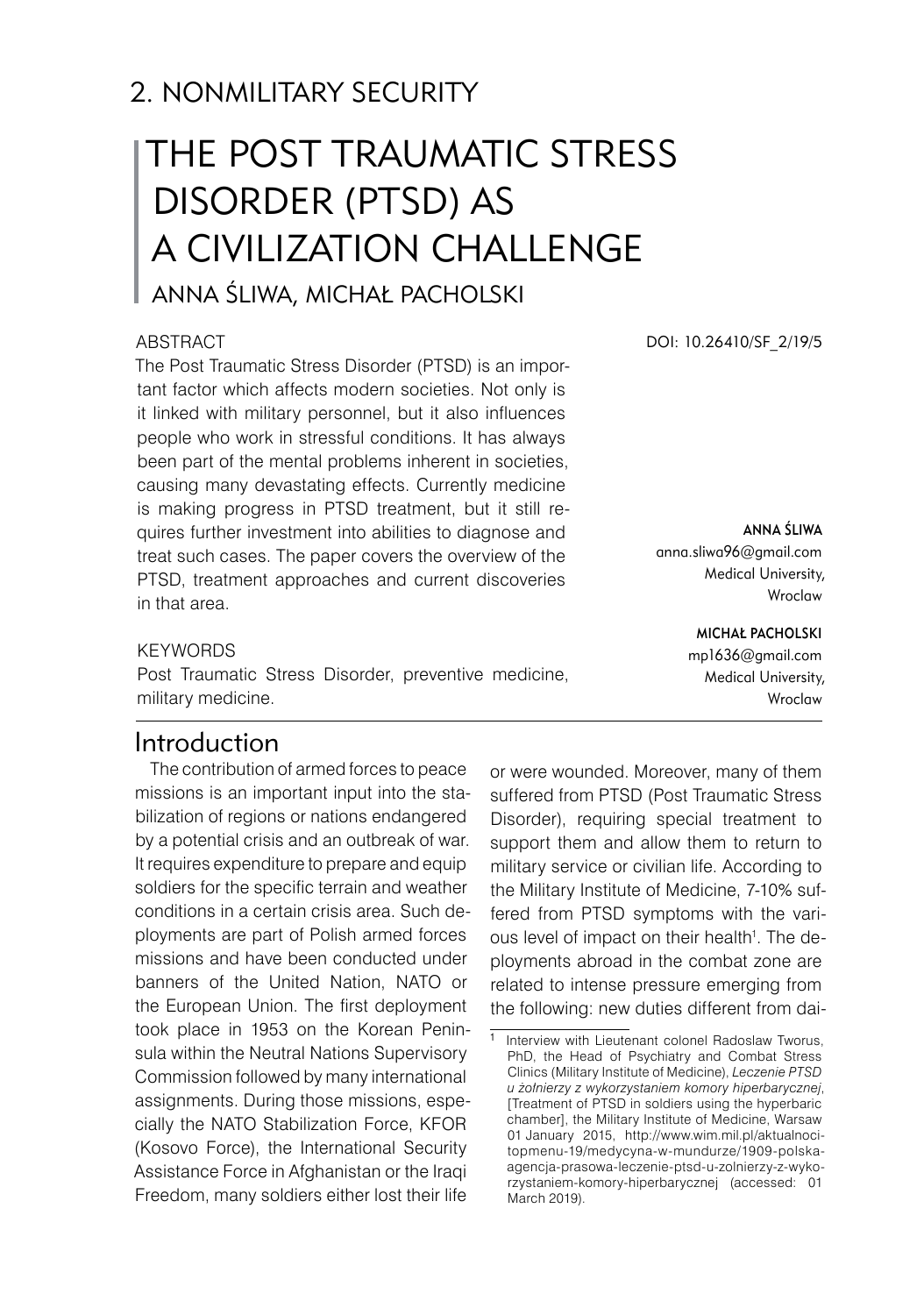## 2. NONMILITARY SECURITY

# THE POST TRAUMATIC STRESS DISORDER (PTSD) AS A CIVILIZATION CHALLENGE

ANNA ŚLIWA, MICHAŁ PACHOLSKI

DOI: 10.26410/SF_2/19/5

**ANNA ŚLIWA**
anna.sliwa96@gmail.com
Medical University,
Wroclaw

**MICHAŁ PACHOLSKI**
mp1636@gmail.com
Medical University,
Wroclaw

### ABSTRACT

The Post Traumatic Stress Disorder (PTSD) is an important factor which affects modern societies. Not only is it linked with military personnel, but it also influences people who work in stressful conditions. It has always been part of the mental problems inherent in societies, causing many devastating effects. Currently medicine is making progress in PTSD treatment, but it still requires further investment into abilities to diagnose and treat such cases. The paper covers the overview of the PTSD, treatment approaches and current discoveries in that area.

### KEYWORDS

Post Traumatic Stress Disorder, preventive medicine, military medicine.

## Introduction

The contribution of armed forces to peace missions is an important input into the stabilization of regions or nations endangered by a potential crisis and an outbreak of war. It requires expenditure to prepare and equip soldiers for the specific terrain and weather conditions in a certain crisis area. Such deployments are part of Polish armed forces missions and have been conducted under banners of the United Nation, NATO or the European Union. The first deployment took place in 1953 on the Korean Peninsula within the Neutral Nations Supervisory Commission followed by many international assignments. During those missions, especially the NATO Stabilization Force, KFOR (Kosovo Force), the International Security Assistance Force in Afghanistan or the Iraqi Freedom, many soldiers either lost their life or were wounded. Moreover, many of them suffered from PTSD (Post Traumatic Stress Disorder), requiring special treatment to support them and allow them to return to military service or civilian life. According to the Military Institute of Medicine, 7-10% suffered from PTSD symptoms with the various level of impact on their health[1]. The deployments abroad in the combat zone are related to intense pressure emerging from the following: new duties different from dai-

[1] Interview with Lieutenant colonel Radoslaw Tworus, PhD, the Head of Psychiatry and Combat Stress Clinics (Military Institute of Medicine), *Leczenie PTSD u żołnierzy z wykorzystaniem komory hiperbarycznej*, [Treatment of PTSD in soldiers using the hyperbaric chamber], the Military Institute of Medicine, Warsaw 01 January 2015, http://www.wim.mil.pl/aktualnoci-topmenu-19/medycyna-w-mundurze/1909-polska-agencja-prasowa-leczenie-ptsd-u-zolnierzy-z-wykorzystaniem-komory-hiperbarycznej (accessed: 01 March 2019).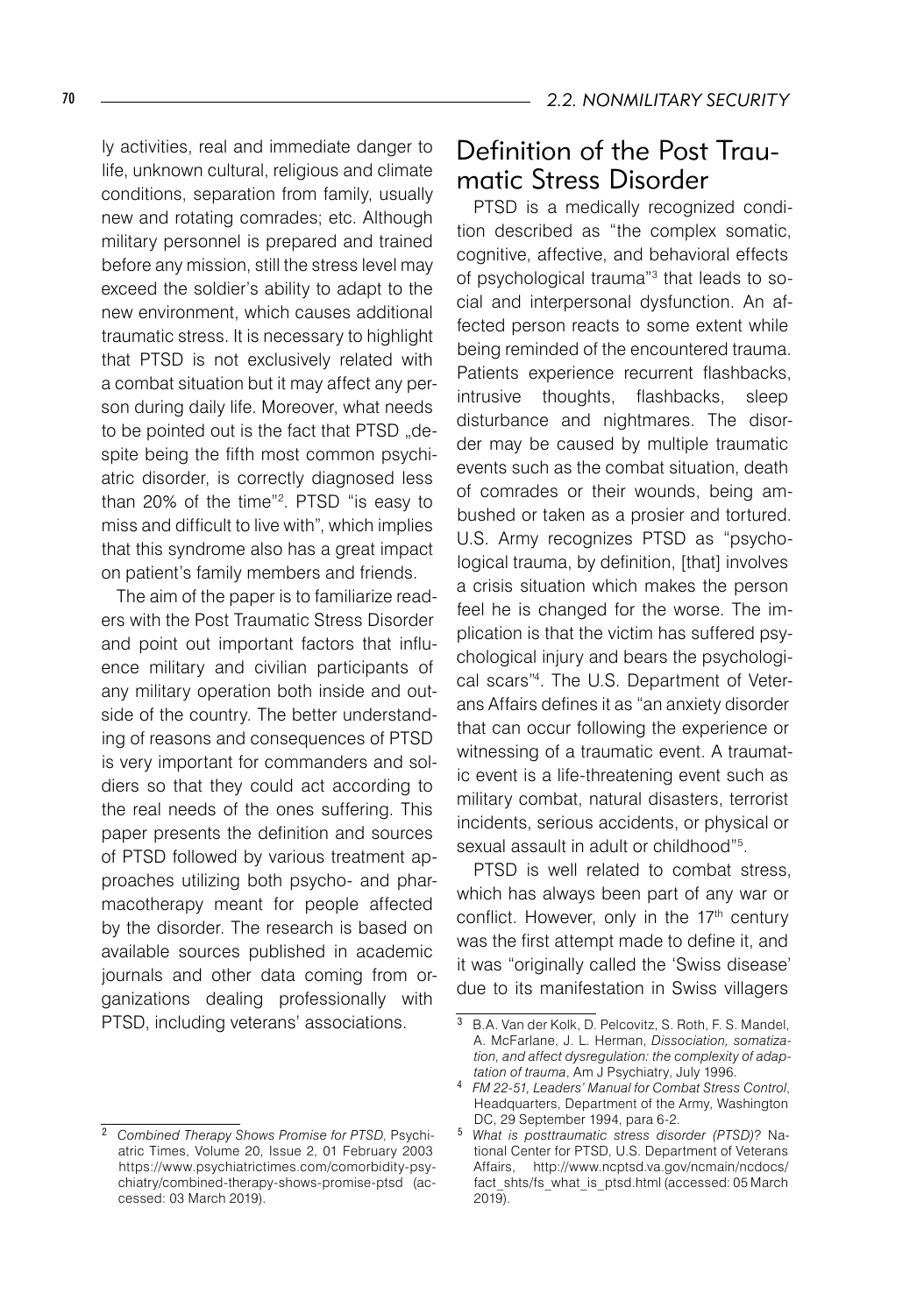ly activities, real and immediate danger to life, unknown cultural, religious and climate conditions, separation from family, usually new and rotating comrades; etc. Although military personnel is prepared and trained before any mission, still the stress level may exceed the soldier's ability to adapt to the new environment, which causes additional traumatic stress. It is necessary to highlight that PTSD is not exclusively related with a combat situation but it may affect any person during daily life. Moreover, what needs to be pointed out is the fact that PTSD „despite being the fifth most common psychiatric disorder, is correctly diagnosed less than 20% of the time"[2]. PTSD "is easy to miss and difficult to live with", which implies that this syndrome also has a great impact on patient's family members and friends.

The aim of the paper is to familiarize readers with the Post Traumatic Stress Disorder and point out important factors that influence military and civilian participants of any military operation both inside and outside of the country. The better understanding of reasons and consequences of PTSD is very important for commanders and soldiers so that they could act according to the real needs of the ones suffering. This paper presents the definition and sources of PTSD followed by various treatment approaches utilizing both psycho- and pharmacotherapy meant for people affected by the disorder. The research is based on available sources published in academic journals and other data coming from organizations dealing professionally with PTSD, including veterans' associations.

## Definition of the Post Traumatic Stress Disorder

PTSD is a medically recognized condition described as "the complex somatic, cognitive, affective, and behavioral effects of psychological trauma"[3] that leads to social and interpersonal dysfunction. An affected person reacts to some extent while being reminded of the encountered trauma. Patients experience recurrent flashbacks, intrusive thoughts, flashbacks, sleep disturbance and nightmares. The disorder may be caused by multiple traumatic events such as the combat situation, death of comrades or their wounds, being ambushed or taken as a prosier and tortured. U.S. Army recognizes PTSD as "psychological trauma, by definition, [that] involves a crisis situation which makes the person feel he is changed for the worse. The implication is that the victim has suffered psychological injury and bears the psychological scars"[4]. The U.S. Department of Veterans Affairs defines it as "an anxiety disorder that can occur following the experience or witnessing of a traumatic event. A traumatic event is a life-threatening event such as military combat, natural disasters, terrorist incidents, serious accidents, or physical or sexual assault in adult or childhood"[5].

PTSD is well related to combat stress, which has always been part of any war or conflict. However, only in the 17th century was the first attempt made to define it, and it was "originally called the 'Swiss disease' due to its manifestation in Swiss villagers

---

[2] *Combined Therapy Shows Promise for PTSD*, Psychiatric Times, Volume 20, Issue 2, 01 February 2003 https://www.psychiatrictimes.com/comorbidity-psychiatry/combined-therapy-shows-promise-ptsd (accessed: 03 March 2019).

[3] B.A. Van der Kolk, D. Pelcovitz, S. Roth, F. S. Mandel, A. McFarlane, J. L. Herman, *Dissociation, somatization, and affect dysregulation: the complexity of adaptation of trauma*, Am J Psychiatry, July 1996.

[4] *FM 22-51, Leaders' Manual for Combat Stress Control*, Headquarters, Department of the Army, Washington DC, 29 September 1994, para 6-2.

[5] *What is posttraumatic stress disorder (PTSD)?* National Center for PTSD, U.S. Department of Veterans Affairs, http://www.ncptsd.va.gov/ncmain/ncdocs/fact_shts/fs_what_is_ptsd.html (accessed: 05 March 2019).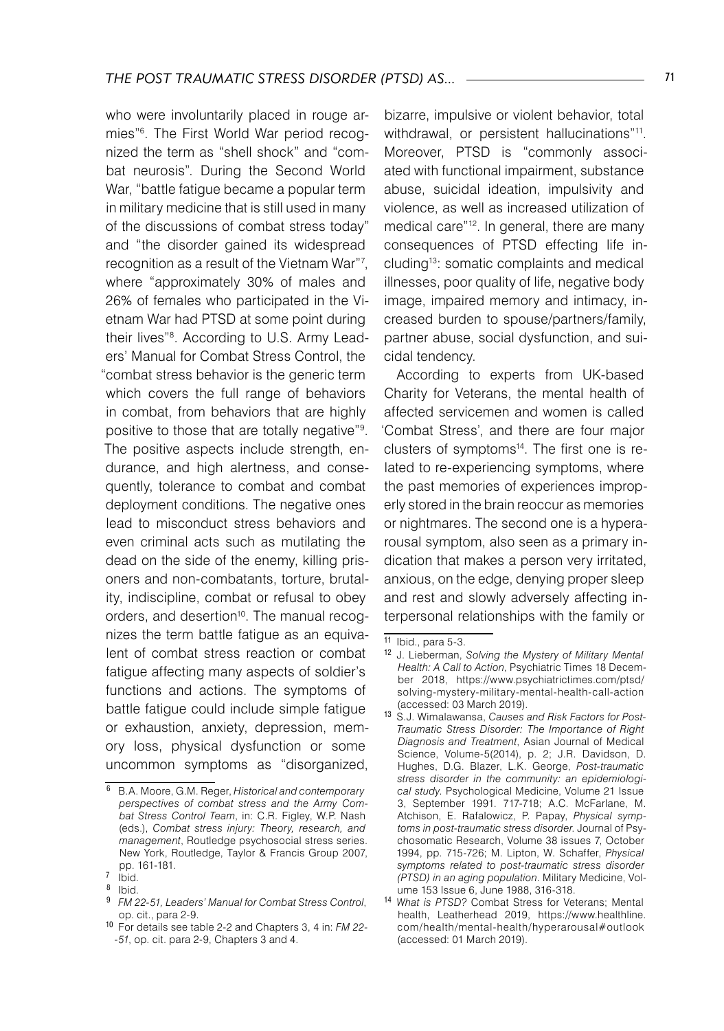who were involuntarily placed in rouge armies"[6]. The First World War period recognized the term as "shell shock" and "combat neurosis". During the Second World War, "battle fatigue became a popular term in military medicine that is still used in many of the discussions of combat stress today" and "the disorder gained its widespread recognition as a result of the Vietnam War"[7], where "approximately 30% of males and 26% of females who participated in the Vietnam War had PTSD at some point during their lives"[8]. According to U.S. Army Leaders' Manual for Combat Stress Control, the "combat stress behavior is the generic term which covers the full range of behaviors in combat, from behaviors that are highly positive to those that are totally negative"[9]. The positive aspects include strength, endurance, and high alertness, and consequently, tolerance to combat and combat deployment conditions. The negative ones lead to misconduct stress behaviors and even criminal acts such as mutilating the dead on the side of the enemy, killing prisoners and non-combatants, torture, brutality, indiscipline, combat or refusal to obey orders, and desertion[10]. The manual recognizes the term battle fatigue as an equivalent of combat stress reaction or combat fatigue affecting many aspects of soldier's functions and actions. The symptoms of battle fatigue could include simple fatigue or exhaustion, anxiety, depression, memory loss, physical dysfunction or some uncommon symptoms as "disorganized, bizarre, impulsive or violent behavior, total withdrawal, or persistent hallucinations"[11]. Moreover, PTSD is "commonly associated with functional impairment, substance abuse, suicidal ideation, impulsivity and violence, as well as increased utilization of medical care"[12]. In general, there are many consequences of PTSD effecting life including[13]: somatic complaints and medical illnesses, poor quality of life, negative body image, impaired memory and intimacy, increased burden to spouse/partners/family, partner abuse, social dysfunction, and suicidal tendency.

According to experts from UK-based Charity for Veterans, the mental health of affected servicemen and women is called 'Combat Stress', and there are four major clusters of symptoms[14]. The first one is related to re-experiencing symptoms, where the past memories of experiences improperly stored in the brain reoccur as memories or nightmares. The second one is a hyperarousal symptom, also seen as a primary indication that makes a person very irritated, anxious, on the edge, denying proper sleep and rest and slowly adversely affecting interpersonal relationships with the family or

---

[6] B.A. Moore, G.M. Reger, *Historical and contemporary perspectives of combat stress and the Army Combat Stress Control Team*, in: C.R. Figley, W.P. Nash (eds.), *Combat stress injury: Theory, research, and management*, Routledge psychosocial stress series. New York, Routledge, Taylor & Francis Group 2007, pp. 161-181.

[7] Ibid.

[8] Ibid.

[9] *FM 22-51, Leaders' Manual for Combat Stress Control*, op. cit., para 2-9.

[10] For details see table 2-2 and Chapters 3, 4 in: *FM 22--51*, op. cit. para 2-9, Chapters 3 and 4.

[11] Ibid., para 5-3.

[12] J. Lieberman, *Solving the Mystery of Military Mental Health: A Call to Action*, Psychiatric Times 18 December 2018, https://www.psychiatrictimes.com/ptsd/solving-mystery-military-mental-health-call-action (accessed: 03 March 2019).

[13] S.J. Wimalawansa, *Causes and Risk Factors for Post-Traumatic Stress Disorder: The Importance of Right Diagnosis and Treatment*, Asian Journal of Medical Science, Volume-5(2014), p. 2; J.R. Davidson, D. Hughes, D.G. Blazer, L.K. George, *Post-traumatic stress disorder in the community: an epidemiological study.* Psychological Medicine, Volume 21 Issue 3, September 1991. 717-718; A.C. McFarlane, M. Atchison, E. Rafalowicz, P. Papay, *Physical symptoms in post-traumatic stress disorder.* Journal of Psychosomatic Research, Volume 38 issues 7, October 1994, pp. 715-726; M. Lipton, W. Schaffer, *Physical symptoms related to post-traumatic stress disorder (PTSD) in an aging population.* Military Medicine, Volume 153 Issue 6, June 1988, 316-318.

[14] *What is PTSD?* Combat Stress for Veterans; Mental health, Leatherhead 2019, https://www.healthline.com/health/mental-health/hyperarousal#outlook (accessed: 01 March 2019).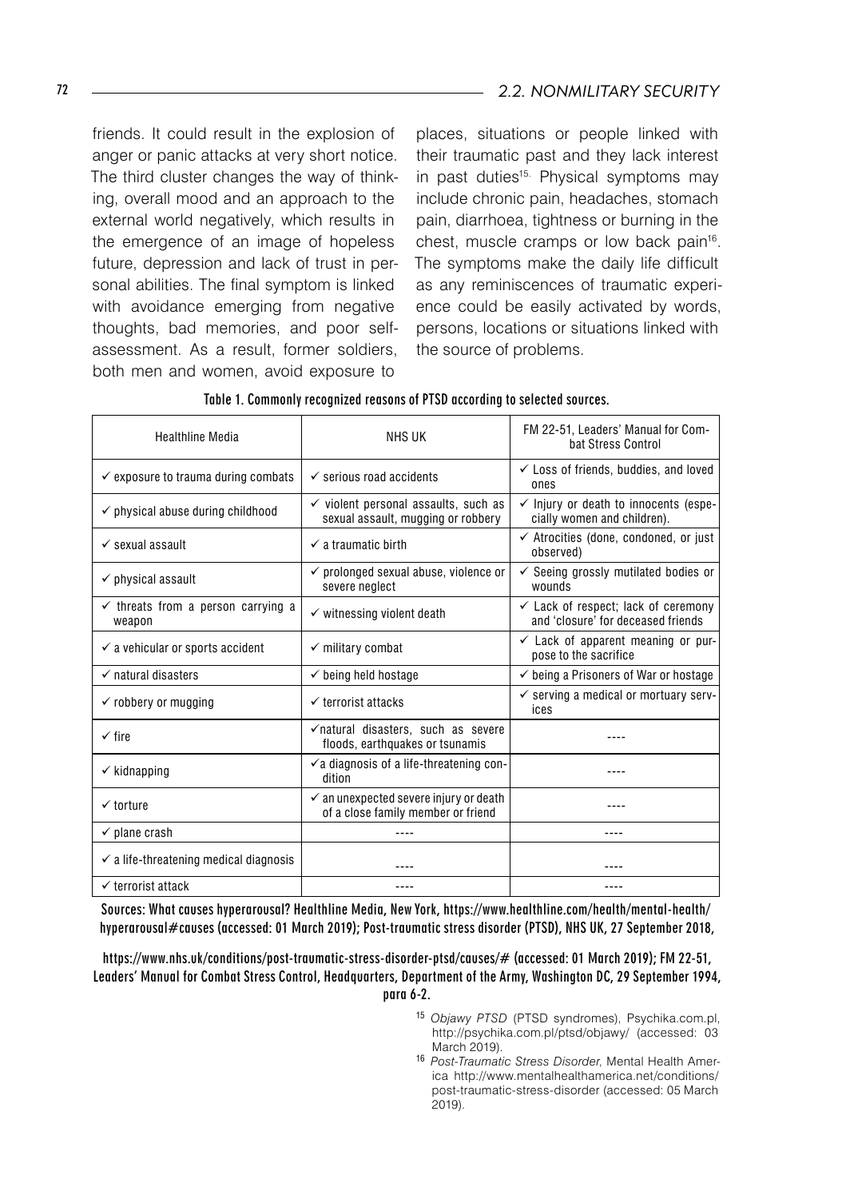friends. It could result in the explosion of anger or panic attacks at very short notice. The third cluster changes the way of thinking, overall mood and an approach to the external world negatively, which results in the emergence of an image of hopeless future, depression and lack of trust in personal abilities. The final symptom is linked with avoidance emerging from negative thoughts, bad memories, and poor self-assessment. As a result, former soldiers, both men and women, avoid exposure to places, situations or people linked with their traumatic past and they lack interest in past duties[15]. Physical symptoms may include chronic pain, headaches, stomach pain, diarrhoea, tightness or burning in the chest, muscle cramps or low back pain[16]. The symptoms make the daily life difficult as any reminiscences of traumatic experience could be easily activated by words, persons, locations or situations linked with the source of problems.

**Table 1. Commonly recognized reasons of PTSD according to selected sources.**

| Healthline Media | NHS UK | FM 22-51, Leaders' Manual for Combat Stress Control |
|---|---|---|
| ✓ exposure to trauma during combats | ✓ serious road accidents | ✓ Loss of friends, buddies, and loved ones |
| ✓ physical abuse during childhood | ✓ violent personal assaults, such as sexual assault, mugging or robbery | ✓ Injury or death to innocents (especially women and children). |
| ✓ sexual assault | ✓ a traumatic birth | ✓ Atrocities (done, condoned, or just observed) |
| ✓ physical assault | ✓ prolonged sexual abuse, violence or severe neglect | ✓ Seeing grossly mutilated bodies or wounds |
| ✓ threats from a person carrying a weapon | ✓ witnessing violent death | ✓ Lack of respect; lack of ceremony and 'closure' for deceased friends |
| ✓ a vehicular or sports accident | ✓ military combat | ✓ Lack of apparent meaning or purpose to the sacrifice |
| ✓ natural disasters | ✓ being held hostage | ✓ being a Prisoners of War or hostage |
| ✓ robbery or mugging | ✓ terrorist attacks | ✓ serving a medical or mortuary services |
| ✓ fire | ✓natural disasters, such as severe floods, earthquakes or tsunamis | ---- |
| ✓ kidnapping | ✓a diagnosis of a life-threatening condition | ---- |
| ✓ torture | ✓ an unexpected severe injury or death of a close family member or friend | ---- |
| ✓ plane crash | ---- | ---- |
| ✓ a life-threatening medical diagnosis | ---- | ---- |
| ✓ terrorist attack | ---- | ---- |

Sources: What causes hyperarousal? Healthline Media, New York, https://www.healthline.com/health/mental-health/hyperarousal#causes (accessed: 01 March 2019); Post-traumatic stress disorder (PTSD), NHS UK, 27 September 2018, https://www.nhs.uk/conditions/post-traumatic-stress-disorder-ptsd/causes/# (accessed: 01 March 2019); FM 22-51, Leaders' Manual for Combat Stress Control, Headquarters, Department of the Army, Washington DC, 29 September 1994, para 6-2.

[15] *Objawy PTSD* (PTSD syndromes), Psychika.com.pl, http://psychika.com.pl/ptsd/objawy/ (accessed: 03 March 2019).

[16] *Post-Traumatic Stress Disorder*, Mental Health America http://www.mentalhealthamerica.net/conditions/post-traumatic-stress-disorder (accessed: 05 March 2019).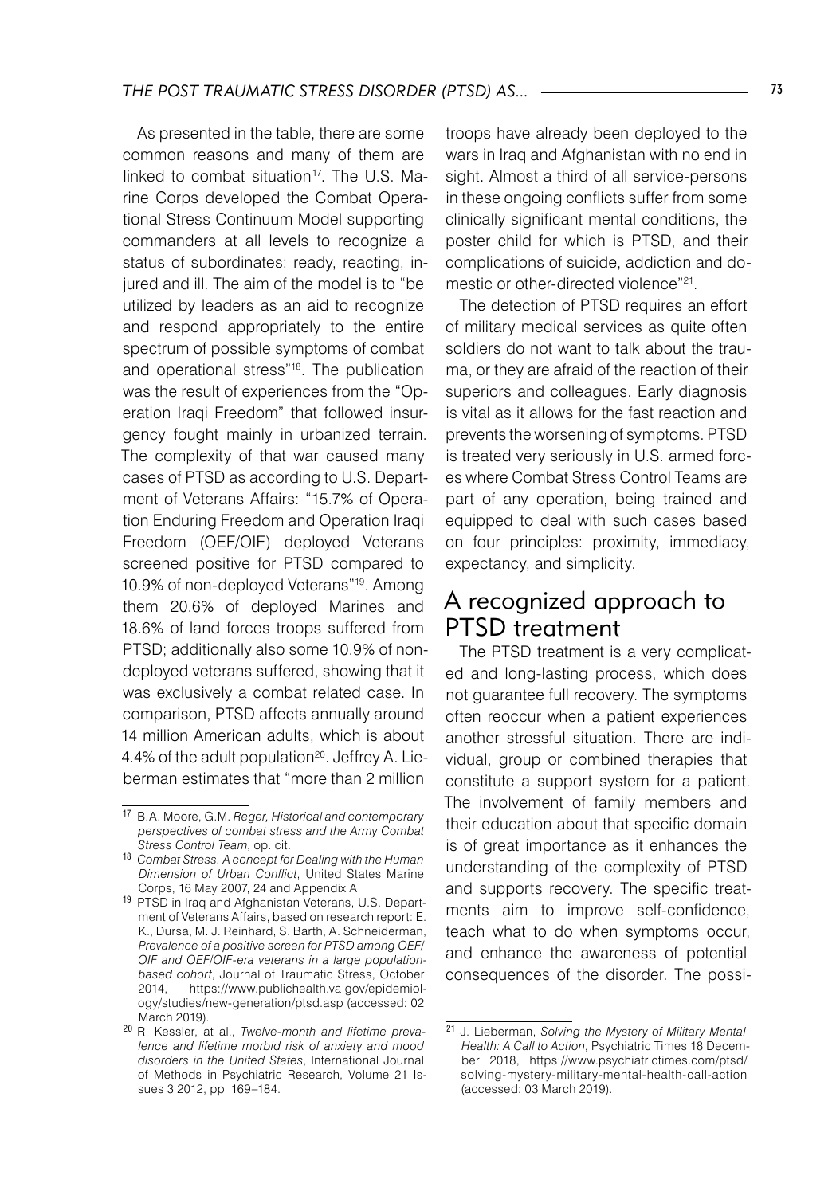As presented in the table, there are some common reasons and many of them are linked to combat situation[17]. The U.S. Marine Corps developed the Combat Operational Stress Continuum Model supporting commanders at all levels to recognize a status of subordinates: ready, reacting, injured and ill. The aim of the model is to "be utilized by leaders as an aid to recognize and respond appropriately to the entire spectrum of possible symptoms of combat and operational stress"[18]. The publication was the result of experiences from the "Operation Iraqi Freedom" that followed insurgency fought mainly in urbanized terrain. The complexity of that war caused many cases of PTSD as according to U.S. Department of Veterans Affairs: "15.7% of Operation Enduring Freedom and Operation Iraqi Freedom (OEF/OIF) deployed Veterans screened positive for PTSD compared to 10.9% of non-deployed Veterans"[19]. Among them 20.6% of deployed Marines and 18.6% of land forces troops suffered from PTSD; additionally also some 10.9% of non-deployed veterans suffered, showing that it was exclusively a combat related case. In comparison, PTSD affects annually around 14 million American adults, which is about 4.4% of the adult population[20]. Jeffrey A. Lieberman estimates that "more than 2 million troops have already been deployed to the wars in Iraq and Afghanistan with no end in sight. Almost a third of all service-persons in these ongoing conflicts suffer from some clinically significant mental conditions, the poster child for which is PTSD, and their complications of suicide, addiction and domestic or other-directed violence"[21].

The detection of PTSD requires an effort of military medical services as quite often soldiers do not want to talk about the trauma, or they are afraid of the reaction of their superiors and colleagues. Early diagnosis is vital as it allows for the fast reaction and prevents the worsening of symptoms. PTSD is treated very seriously in U.S. armed forces where Combat Stress Control Teams are part of any operation, being trained and equipped to deal with such cases based on four principles: proximity, immediacy, expectancy, and simplicity.

## A recognized approach to PTSD treatment

The PTSD treatment is a very complicated and long-lasting process, which does not guarantee full recovery. The symptoms often reoccur when a patient experiences another stressful situation. There are individual, group or combined therapies that constitute a support system for a patient. The involvement of family members and their education about that specific domain is of great importance as it enhances the understanding of the complexity of PTSD and supports recovery. The specific treatments aim to improve self-confidence, teach what to do when symptoms occur, and enhance the awareness of potential consequences of the disorder. The possi-

---

[17] B.A. Moore, G.M. Reger, *Historical and contemporary perspectives of combat stress and the Army Combat Stress Control Team*, op. cit.

[18] *Combat Stress. A concept for Dealing with the Human Dimension of Urban Conflict*, United States Marine Corps, 16 May 2007, 24 and Appendix A.

[19] PTSD in Iraq and Afghanistan Veterans, U.S. Department of Veterans Affairs, based on research report: E. K., Dursa, M. J. Reinhard, S. Barth, A. Schneiderman, *Prevalence of a positive screen for PTSD among OEF/OIF and OEF/OIF-era veterans in a large population-based cohort*, Journal of Traumatic Stress, October 2014, https://www.publichealth.va.gov/epidemiology/studies/new-generation/ptsd.asp (accessed: 02 March 2019).

[20] R. Kessler, at al., *Twelve-month and lifetime prevalence and lifetime morbid risk of anxiety and mood disorders in the United States*, International Journal of Methods in Psychiatric Research, Volume 21 Issues 3 2012, pp. 169–184.

[21] J. Lieberman, *Solving the Mystery of Military Mental Health: A Call to Action*, Psychiatric Times 18 December 2018, https://www.psychiatrictimes.com/ptsd/solving-mystery-military-mental-health-call-action (accessed: 03 March 2019).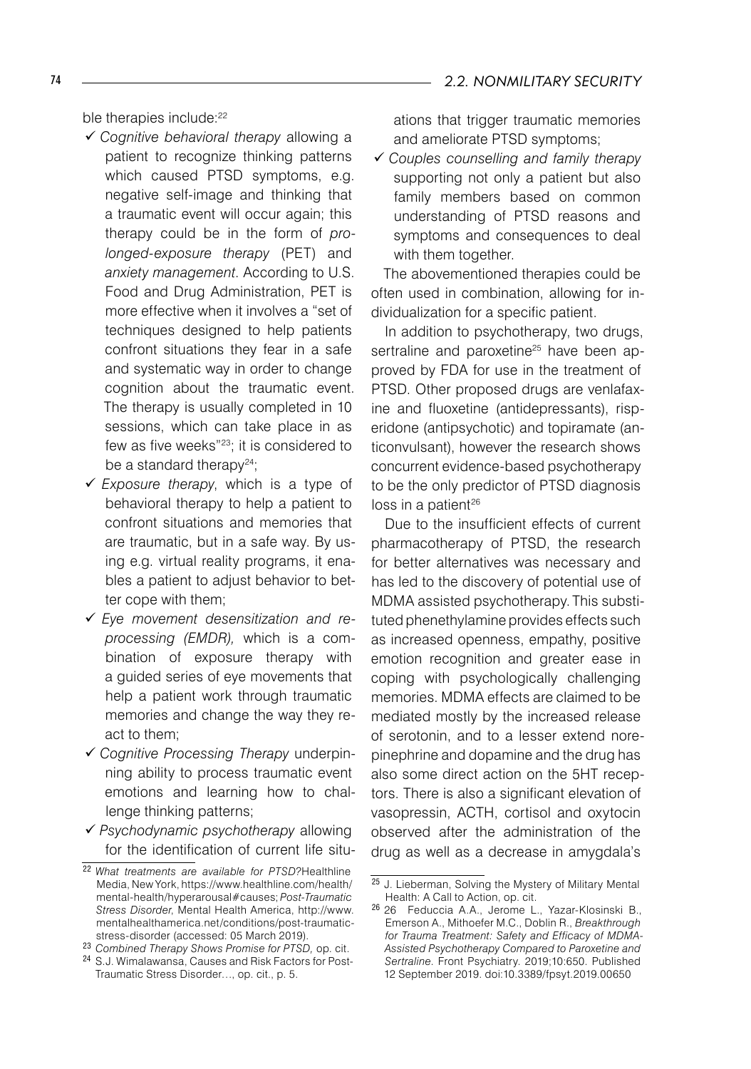ble therapies include:[22]

- ✓ *Cognitive behavioral therapy* allowing a patient to recognize thinking patterns which caused PTSD symptoms, e.g. negative self-image and thinking that a traumatic event will occur again; this therapy could be in the form of *prolonged-exposure therapy* (PET) and *anxiety management*. According to U.S. Food and Drug Administration, PET is more effective when it involves a "set of techniques designed to help patients confront situations they fear in a safe and systematic way in order to change cognition about the traumatic event. The therapy is usually completed in 10 sessions, which can take place in as few as five weeks"[23]; it is considered to be a standard therapy[24];
- ✓ *Exposure therapy*, which is a type of behavioral therapy to help a patient to confront situations and memories that are traumatic, but in a safe way. By using e.g. virtual reality programs, it enables a patient to adjust behavior to better cope with them;
- ✓ *Eye movement desensitization and reprocessing (EMDR),* which is a combination of exposure therapy with a guided series of eye movements that help a patient work through traumatic memories and change the way they react to them;
- ✓ *Cognitive Processing Therapy* underpinning ability to process traumatic event emotions and learning how to challenge thinking patterns;
- ✓ *Psychodynamic psychotherapy* allowing for the identification of current life situations that trigger traumatic memories and ameliorate PTSD symptoms;
- ✓ *Couples counselling and family therapy* supporting not only a patient but also family members based on common understanding of PTSD reasons and symptoms and consequences to deal with them together.

The abovementioned therapies could be often used in combination, allowing for individualization for a specific patient.

In addition to psychotherapy, two drugs, sertraline and paroxetine[25] have been approved by FDA for use in the treatment of PTSD. Other proposed drugs are venlafaxine and fluoxetine (antidepressants), risperidone (antipsychotic) and topiramate (anticonvulsant), however the research shows concurrent evidence-based psychotherapy to be the only predictor of PTSD diagnosis loss in a patient[26]

Due to the insufficient effects of current pharmacotherapy of PTSD, the research for better alternatives was necessary and has led to the discovery of potential use of MDMA assisted psychotherapy. This substituted phenethylamine provides effects such as increased openness, empathy, positive emotion recognition and greater ease in coping with psychologically challenging memories. MDMA effects are claimed to be mediated mostly by the increased release of serotonin, and to a lesser extend norepinephrine and dopamine and the drug has also some direct action on the 5HT receptors. There is also a significant elevation of vasopressin, ACTH, cortisol and oxytocin observed after the administration of the drug as well as a decrease in amygdala's

---

[22] *What treatments are available for PTSD?* Healthline Media, New York, https://www.healthline.com/health/mental-health/hyperarousal#causes; *Post-Traumatic Stress Disorder*, Mental Health America, http://www.mentalhealthamerica.net/conditions/post-traumatic-stress-disorder (accessed: 05 March 2019).

[23] *Combined Therapy Shows Promise for PTSD,* op. cit.

[24] S.J. Wimalawansa, Causes and Risk Factors for Post-Traumatic Stress Disorder…, op. cit., p. 5.

[25] J. Lieberman, Solving the Mystery of Military Mental Health: A Call to Action, op. cit.

[26] 26 Feduccia A.A., Jerome L., Yazar-Klosinski B., Emerson A., Mithoefer M.C., Doblin R., *Breakthrough for Trauma Treatment: Safety and Efficacy of MDMA-Assisted Psychotherapy Compared to Paroxetine and Sertraline.* Front Psychiatry. 2019;10:650. Published 12 September 2019. doi:10.3389/fpsyt.2019.00650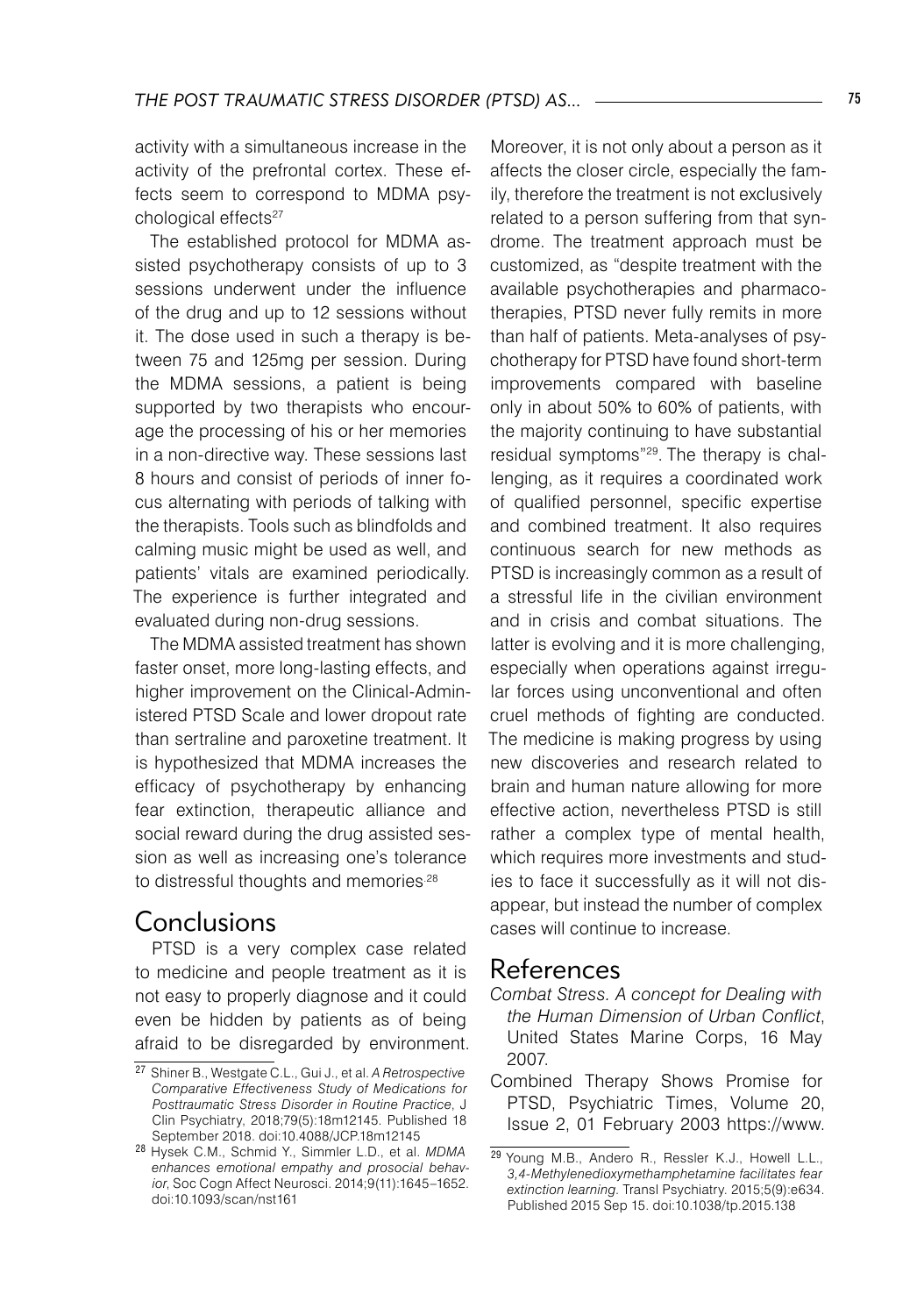activity with a simultaneous increase in the activity of the prefrontal cortex. These effects seem to correspond to MDMA psychological effects[27]

The established protocol for MDMA assisted psychotherapy consists of up to 3 sessions underwent under the influence of the drug and up to 12 sessions without it. The dose used in such a therapy is between 75 and 125mg per session. During the MDMA sessions, a patient is being supported by two therapists who encourage the processing of his or her memories in a non-directive way. These sessions last 8 hours and consist of periods of inner focus alternating with periods of talking with the therapists. Tools such as blindfolds and calming music might be used as well, and patients' vitals are examined periodically. The experience is further integrated and evaluated during non-drug sessions.

The MDMA assisted treatment has shown faster onset, more long-lasting effects, and higher improvement on the Clinical-Administered PTSD Scale and lower dropout rate than sertraline and paroxetine treatment. It is hypothesized that MDMA increases the efficacy of psychotherapy by enhancing fear extinction, therapeutic alliance and social reward during the drug assisted session as well as increasing one's tolerance to distressful thoughts and memories.[28]

## Conclusions

PTSD is a very complex case related to medicine and people treatment as it is not easy to properly diagnose and it could even be hidden by patients as of being afraid to be disregarded by environment. Moreover, it is not only about a person as it affects the closer circle, especially the family, therefore the treatment is not exclusively related to a person suffering from that syndrome. The treatment approach must be customized, as "despite treatment with the available psychotherapies and pharmacotherapies, PTSD never fully remits in more than half of patients. Meta-analyses of psychotherapy for PTSD have found short-term improvements compared with baseline only in about 50% to 60% of patients, with the majority continuing to have substantial residual symptoms"[29]. The therapy is challenging, as it requires a coordinated work of qualified personnel, specific expertise and combined treatment. It also requires continuous search for new methods as PTSD is increasingly common as a result of a stressful life in the civilian environment and in crisis and combat situations. The latter is evolving and it is more challenging, especially when operations against irregular forces using unconventional and often cruel methods of fighting are conducted. The medicine is making progress by using new discoveries and research related to brain and human nature allowing for more effective action, nevertheless PTSD is still rather a complex type of mental health, which requires more investments and studies to face it successfully as it will not disappear, but instead the number of complex cases will continue to increase.

## References

*Combat Stress. A concept for Dealing with the Human Dimension of Urban Conflict*, United States Marine Corps, 16 May 2007.

Combined Therapy Shows Promise for PTSD, Psychiatric Times, Volume 20, Issue 2, 01 February 2003 https://www.

---

[27] Shiner B., Westgate C.L., Gui J., et al. *A Retrospective Comparative Effectiveness Study of Medications for Posttraumatic Stress Disorder in Routine Practice*, J Clin Psychiatry, 2018;79(5):18m12145. Published 18 September 2018. doi:10.4088/JCP.18m12145

[28] Hysek C.M., Schmid Y., Simmler L.D., et al. *MDMA enhances emotional empathy and prosocial behavior*, Soc Cogn Affect Neurosci. 2014;9(11):1645–1652. doi:10.1093/scan/nst161

[29] Young M.B., Andero R., Ressler K.J., Howell L.L., *3,4-Methylenedioxymethamphetamine facilitates fear extinction learning*. Transl Psychiatry. 2015;5(9):e634. Published 2015 Sep 15. doi:10.1038/tp.2015.138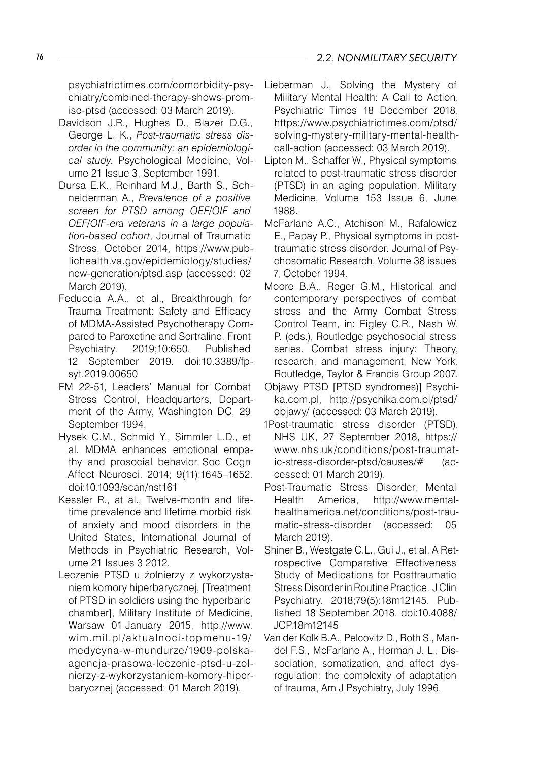psychiatrictimes.com/comorbidity-psychiatry/combined-therapy-shows-promise-ptsd (accessed: 03 March 2019).

Davidson J.R., Hughes D., Blazer D.G., George L. K., *Post-traumatic stress disorder in the community: an epidemiological study*. Psychological Medicine, Volume 21 Issue 3, September 1991.

Dursa E.K., Reinhard M.J., Barth S., Schneiderman A., *Prevalence of a positive screen for PTSD among OEF/OIF and OEF/OIF-era veterans in a large population-based cohort*, Journal of Traumatic Stress, October 2014, https://www.publichealth.va.gov/epidemiology/studies/new-generation/ptsd.asp (accessed: 02 March 2019).

Feduccia A.A., et al., Breakthrough for Trauma Treatment: Safety and Efficacy of MDMA-Assisted Psychotherapy Compared to Paroxetine and Sertraline. Front Psychiatry. 2019;10:650. Published 12 September 2019. doi:10.3389/fpsyt.2019.00650

FM 22-51, Leaders' Manual for Combat Stress Control, Headquarters, Department of the Army, Washington DC, 29 September 1994.

Hysek C.M., Schmid Y., Simmler L.D., et al. MDMA enhances emotional empathy and prosocial behavior. Soc Cogn Affect Neurosci. 2014; 9(11):1645–1652. doi:10.1093/scan/nst161

Kessler R., at al., Twelve-month and lifetime prevalence and lifetime morbid risk of anxiety and mood disorders in the United States, International Journal of Methods in Psychiatric Research, Volume 21 Issues 3 2012.

Leczenie PTSD u żołnierzy z wykorzystaniem komory hiperbarycznej, [Treatment of PTSD in soldiers using the hyperbaric chamber], Military Institute of Medicine, Warsaw 01 January 2015, http://www.wim.mil.pl/aktualnoci-topmenu-19/medycyna-w-mundurze/1909-polska-agencja-prasowa-leczenie-ptsd-u-zolnierzy-z-wykorzystaniem-komory-hiperbarycznej (accessed: 01 March 2019).

Lieberman J., Solving the Mystery of Military Mental Health: A Call to Action, Psychiatric Times 18 December 2018, https://www.psychiatrictimes.com/ptsd/solving-mystery-military-mental-health-call-action (accessed: 03 March 2019).

Lipton M., Schaffer W., Physical symptoms related to post-traumatic stress disorder (PTSD) in an aging population. Military Medicine, Volume 153 Issue 6, June 1988.

McFarlane A.C., Atchison M., Rafalowicz E., Papay P., Physical symptoms in post-traumatic stress disorder. Journal of Psychosomatic Research, Volume 38 issues 7, October 1994.

Moore B.A., Reger G.M., Historical and contemporary perspectives of combat stress and the Army Combat Stress Control Team, in: Figley C.R., Nash W. P. (eds.), Routledge psychosocial stress series. Combat stress injury: Theory, research, and management, New York, Routledge, Taylor & Francis Group 2007.

Objawy PTSD [PTSD syndromes)] Psychika.com.pl, http://psychika.com.pl/ptsd/objawy/ (accessed: 03 March 2019).

1Post-traumatic stress disorder (PTSD), NHS UK, 27 September 2018, https://www.nhs.uk/conditions/post-traumatic-stress-disorder-ptsd/causes/# (accessed: 01 March 2019).

Post-Traumatic Stress Disorder, Mental Health America, http://www.mentalhealthamerica.net/conditions/post-traumatic-stress-disorder (accessed: 05 March 2019).

Shiner B., Westgate C.L., Gui J., et al. A Retrospective Comparative Effectiveness Study of Medications for Posttraumatic Stress Disorder in Routine Practice. J Clin Psychiatry. 2018;79(5):18m12145. Published 18 September 2018. doi:10.4088/JCP.18m12145

Van der Kolk B.A., Pelcovitz D., Roth S., Mandel F.S., McFarlane A., Herman J. L., Dissociation, somatization, and affect dysregulation: the complexity of adaptation of trauma, Am J Psychiatry, July 1996.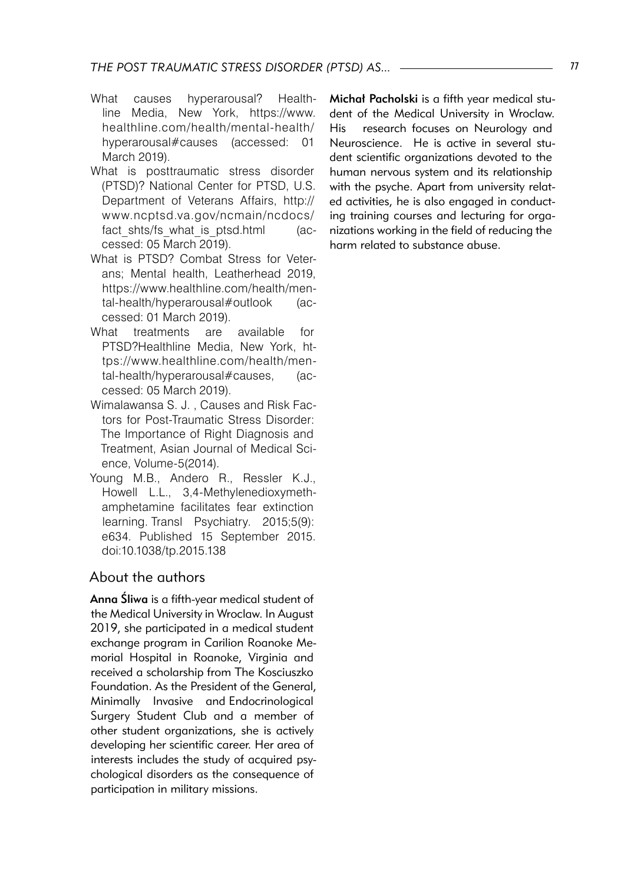What causes hyperarousal? Healthline Media, New York, https://www.healthline.com/health/mental-health/hyperarousal#causes (accessed: 01 March 2019).

What is posttraumatic stress disorder (PTSD)? National Center for PTSD, U.S. Department of Veterans Affairs, http://www.ncptsd.va.gov/ncmain/ncdocs/fact_shts/fs_what_is_ptsd.html (accessed: 05 March 2019).

What is PTSD? Combat Stress for Veterans; Mental health, Leatherhead 2019, https://www.healthline.com/health/mental-health/hyperarousal#outlook (accessed: 01 March 2019).

What treatments are available for PTSD?Healthline Media, New York, https://www.healthline.com/health/mental-health/hyperarousal#causes, (accessed: 05 March 2019).

Wimalawansa S. J. , Causes and Risk Factors for Post-Traumatic Stress Disorder: The Importance of Right Diagnosis and Treatment, Asian Journal of Medical Science, Volume-5(2014).

Young M.B., Andero R., Ressler K.J., Howell L.L., 3,4-Methylenedioxymethamphetamine facilitates fear extinction learning. Transl Psychiatry. 2015;5(9): e634. Published 15 September 2015. doi:10.1038/tp.2015.138

## About the authors

**Anna Śliwa** is a fifth-year medical student of the Medical University in Wroclaw. In August 2019, she participated in a medical student exchange program in Carilion Roanoke Memorial Hospital in Roanoke, Virginia and received a scholarship from The Kosciuszko Foundation. As the President of the General, Minimally Invasive and Endocrinological Surgery Student Club and a member of other student organizations, she is actively developing her scientific career. Her area of interests includes the study of acquired psychological disorders as the consequence of participation in military missions.

**Michał Pacholski** is a fifth year medical student of the Medical University in Wroclaw. His research focuses on Neurology and Neuroscience. He is active in several student scientific organizations devoted to the human nervous system and its relationship with the psyche. Apart from university related activities, he is also engaged in conducting training courses and lecturing for organizations working in the field of reducing the harm related to substance abuse.